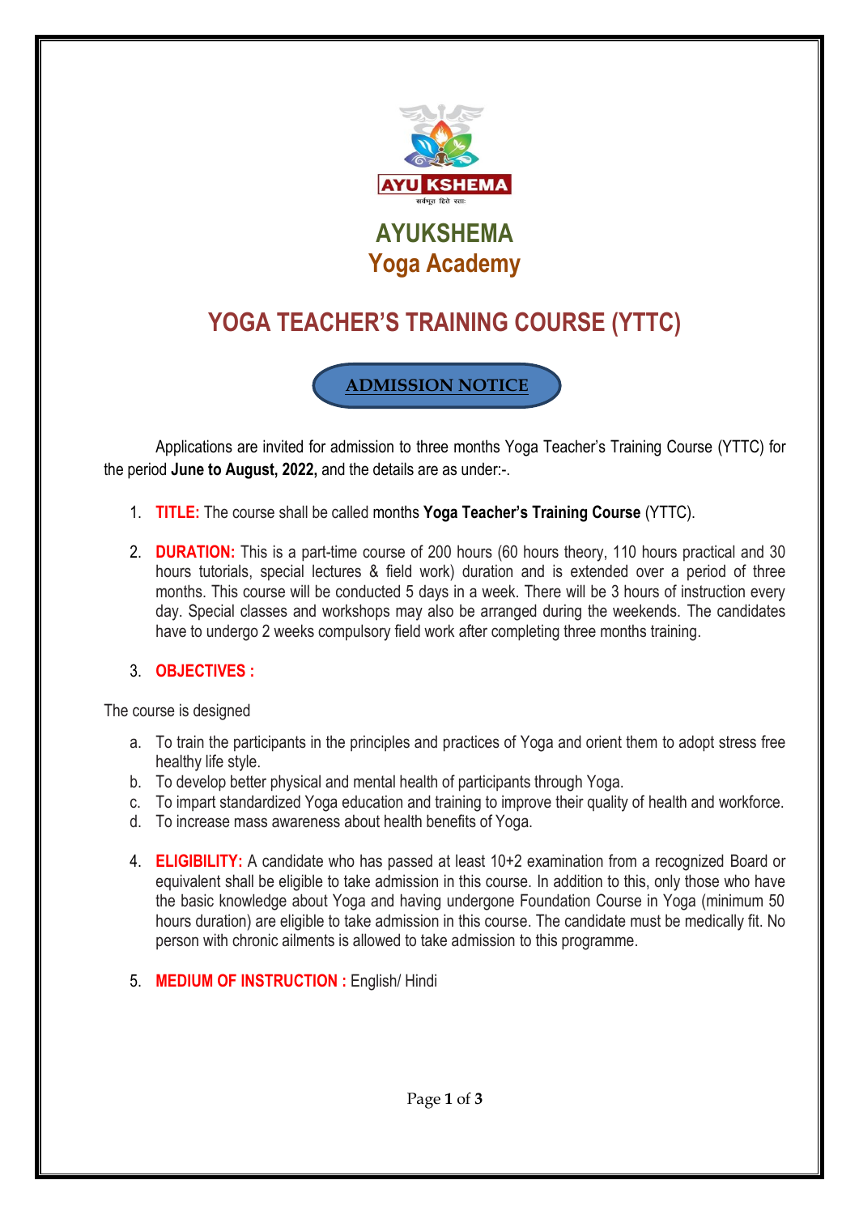AYU KSHEMA

सर्वभूत हिते रताः

# AYUKSHEMA
## Yoga Academy

# YOGA TEACHER'S TRAINING COURSE (YTTC)

## ADMISSION NOTICE

Applications are invited for admission to three months Yoga Teacher's Training Course (YTTC) for the period **June to August, 2022,** and the details are as under:-.

1. **TITLE:** The course shall be called months **Yoga Teacher's Training Course** (YTTC).

2. **DURATION:** This is a part-time course of 200 hours (60 hours theory, 110 hours practical and 30 hours tutorials, special lectures & field work) duration and is extended over a period of three months. This course will be conducted 5 days in a week. There will be 3 hours of instruction every day. Special classes and workshops may also be arranged during the weekends. The candidates have to undergo 2 weeks compulsory field work after completing three months training.

3. **OBJECTIVES :**

The course is designed

a. To train the participants in the principles and practices of Yoga and orient them to adopt stress free healthy life style.
b. To develop better physical and mental health of participants through Yoga.
c. To impart standardized Yoga education and training to improve their quality of health and workforce.
d. To increase mass awareness about health benefits of Yoga.

4. **ELIGIBILITY:** A candidate who has passed at least 10+2 examination from a recognized Board or equivalent shall be eligible to take admission in this course. In addition to this, only those who have the basic knowledge about Yoga and having undergone Foundation Course in Yoga (minimum 50 hours duration) are eligible to take admission in this course. The candidate must be medically fit. No person with chronic ailments is allowed to take admission to this programme.

5. **MEDIUM OF INSTRUCTION :** English/ Hindi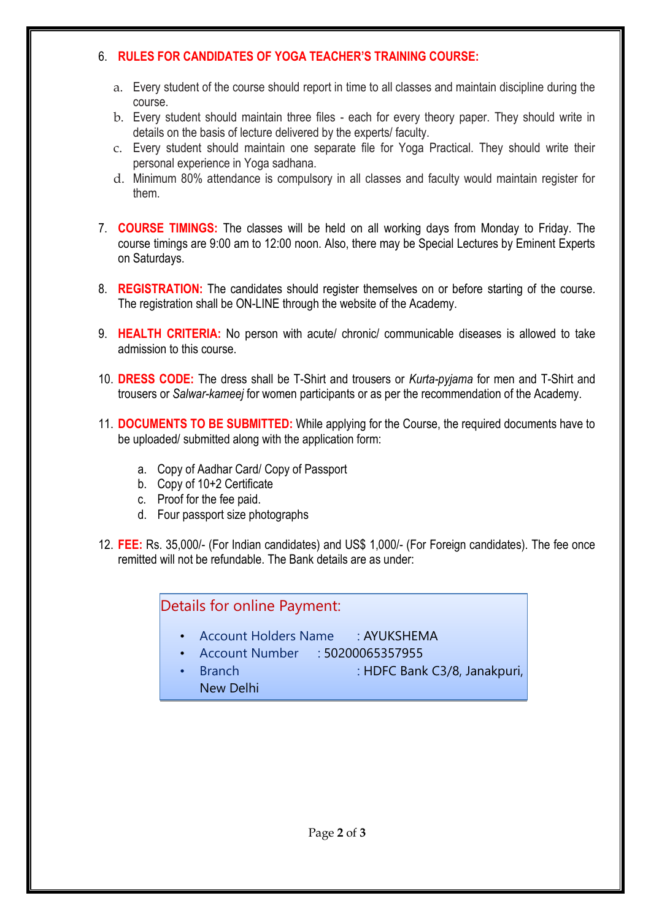6. **RULES FOR CANDIDATES OF YOGA TEACHER'S TRAINING COURSE:**

   a. Every student of the course should report in time to all classes and maintain discipline during the course.
   b. Every student should maintain three files - each for every theory paper. They should write in details on the basis of lecture delivered by the experts/ faculty.
   c. Every student should maintain one separate file for Yoga Practical. They should write their personal experience in Yoga sadhana.
   d. Minimum 80% attendance is compulsory in all classes and faculty would maintain register for them.

7. **COURSE TIMINGS:** The classes will be held on all working days from Monday to Friday. The course timings are 9:00 am to 12:00 noon. Also, there may be Special Lectures by Eminent Experts on Saturdays.

8. **REGISTRATION:** The candidates should register themselves on or before starting of the course. The registration shall be ON-LINE through the website of the Academy.

9. **HEALTH CRITERIA:** No person with acute/ chronic/ communicable diseases is allowed to take admission to this course.

10. **DRESS CODE:** The dress shall be T-Shirt and trousers or *Kurta-pyjama* for men and T-Shirt and trousers or *Salwar-kameej* for women participants or as per the recommendation of the Academy.

11. **DOCUMENTS TO BE SUBMITTED:** While applying for the Course, the required documents have to be uploaded/ submitted along with the application form:

    a. Copy of Aadhar Card/ Copy of Passport
    b. Copy of 10+2 Certificate
    c. Proof for the fee paid.
    d. Four passport size photographs

12. **FEE:** Rs. 35,000/- (For Indian candidates) and US$ 1,000/- (For Foreign candidates). The fee once remitted will not be refundable. The Bank details are as under:

**Details for online Payment:**

- Account Holders Name : AYUKSHEMA
- Account Number : 50200065357955
- Branch : HDFC Bank C3/8, Janakpuri, New Delhi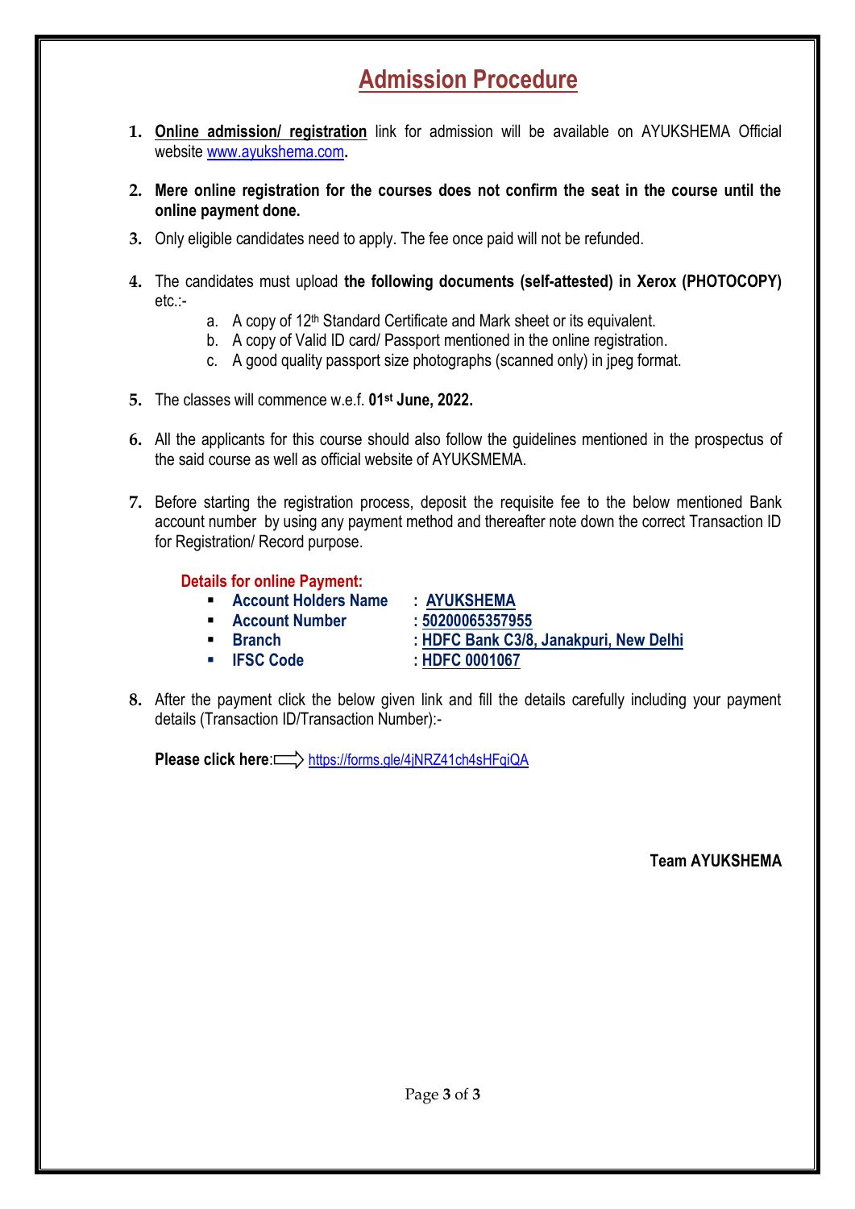# Admission Procedure

1. **Online admission/ registration** link for admission will be available on AYUKSHEMA Official website www.ayukshema.com**.**

2. **Mere online registration for the courses does not confirm the seat in the course until the online payment done.**

3. Only eligible candidates need to apply. The fee once paid will not be refunded.

4. The candidates must upload **the following documents (self-attested) in Xerox (PHOTOCOPY)** etc.:-
   a. A copy of 12th Standard Certificate and Mark sheet or its equivalent.
   b. A copy of Valid ID card/ Passport mentioned in the online registration.
   c. A good quality passport size photographs (scanned only) in jpeg format.

5. The classes will commence w.e.f. **01st June, 2022.**

6. All the applicants for this course should also follow the guidelines mentioned in the prospectus of the said course as well as official website of AYUKSMEMA.

7. Before starting the registration process, deposit the requisite fee to the below mentioned Bank account number by using any payment method and thereafter note down the correct Transaction ID for Registration/ Record purpose.

   **Details for online Payment:**

   - **Account Holders Name** : **AYUKSHEMA**
   - **Account Number** : **50200065357955**
   - **Branch** : **HDFC Bank C3/8, Janakpuri, New Delhi**
   - **IFSC Code** : **HDFC 0001067**

8. After the payment click the below given link and fill the details carefully including your payment details (Transaction ID/Transaction Number):-

   **Please click here**: ⇨ https://forms.gle/4jNRZ41ch4sHFgiQA

**Team AYUKSHEMA**